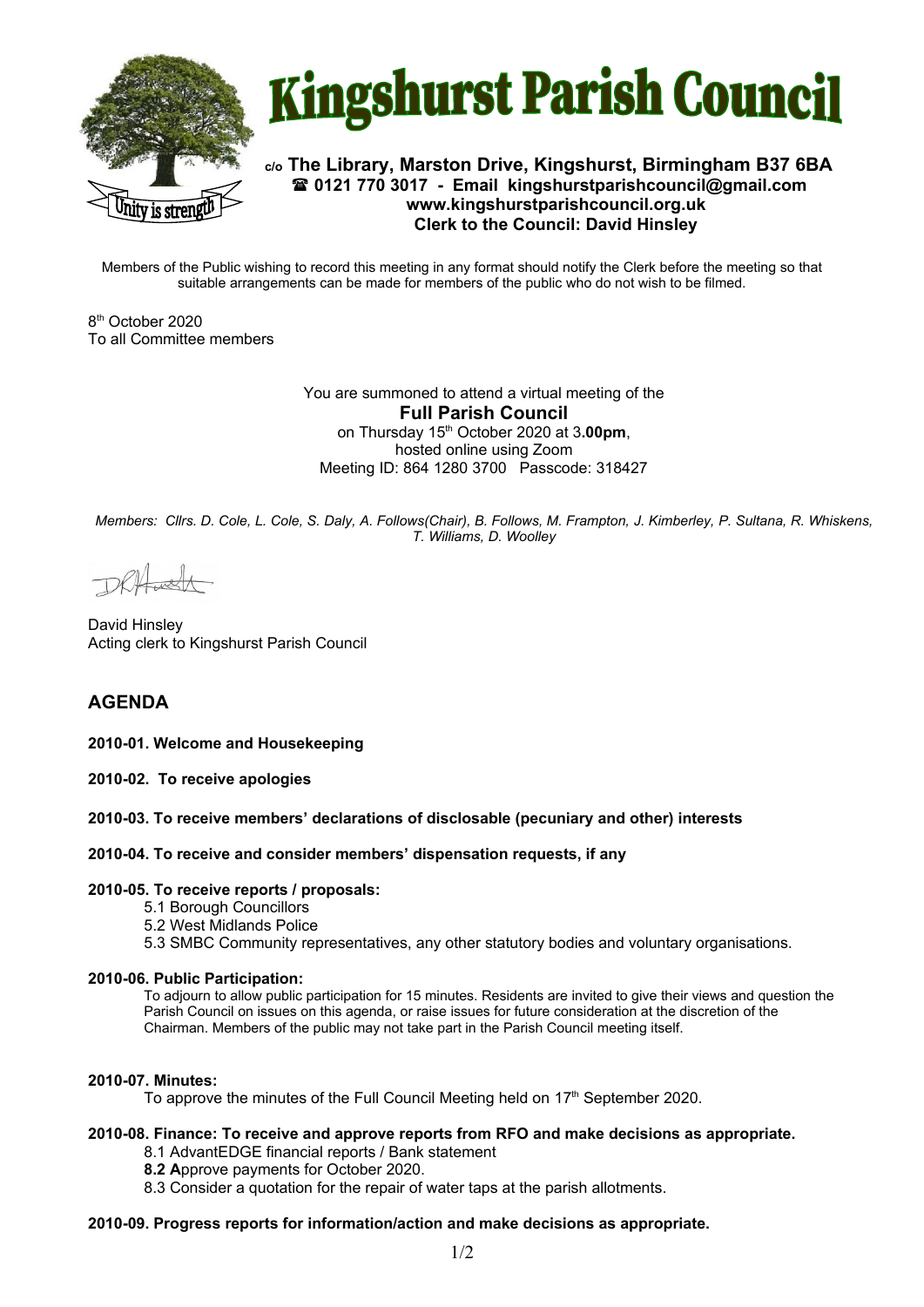# Kingshurst Parish Council

**c/o The Library, Marston Drive, Kingshurst, Birmingham B37 6BA**
**☎ 0121 770 3017 - Email kingshurstparishcouncil@gmail.com**
**www.kingshurstparishcouncil.org.uk**
**Clerk to the Council: David Hinsley**

Unity is strength

Members of the Public wishing to record this meeting in any format should notify the Clerk before the meeting so that suitable arrangements can be made for members of the public who do not wish to be filmed.

8th October 2020
To all Committee members

You are summoned to attend a virtual meeting of the
**Full Parish Council**
on Thursday 15th October 2020 at 3**.00pm**,
hosted online using Zoom
Meeting ID: 864 1280 3700 Passcode: 318427

*Members: Cllrs. D. Cole, L. Cole, S. Daly, A. Follows(Chair), B. Follows, M. Frampton, J. Kimberley, P. Sultana, R. Whiskens, T. Williams, D. Woolley*

David Hinsley
Acting clerk to Kingshurst Parish Council

## AGENDA

**2010-01. Welcome and Housekeeping**

**2010-02. To receive apologies**

**2010-03. To receive members' declarations of disclosable (pecuniary and other) interests**

**2010-04. To receive and consider members' dispensation requests, if any**

**2010-05. To receive reports / proposals:**

5.1 Borough Councillors
5.2 West Midlands Police
5.3 SMBC Community representatives, any other statutory bodies and voluntary organisations.

**2010-06. Public Participation:**

To adjourn to allow public participation for 15 minutes. Residents are invited to give their views and question the Parish Council on issues on this agenda, or raise issues for future consideration at the discretion of the Chairman. Members of the public may not take part in the Parish Council meeting itself.

**2010-07. Minutes:**

To approve the minutes of the Full Council Meeting held on 17th September 2020.

**2010-08. Finance: To receive and approve reports from RFO and make decisions as appropriate.**

8.1 AdvantEDGE financial reports / Bank statement
**8.2 A**pprove payments for October 2020.
8.3 Consider a quotation for the repair of water taps at the parish allotments.

**2010-09. Progress reports for information/action and make decisions as appropriate.**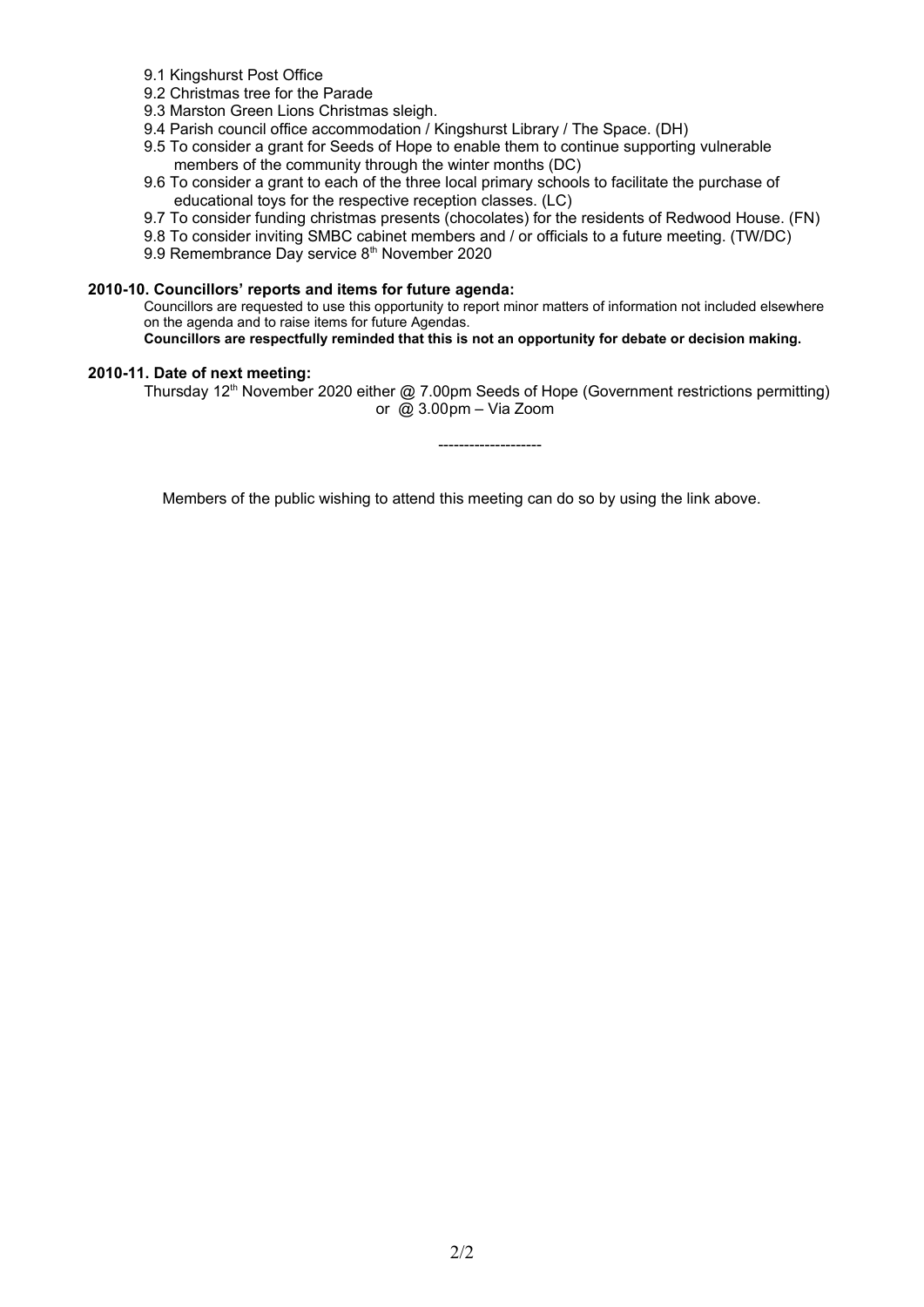9.1 Kingshurst Post Office
9.2 Christmas tree for the Parade
9.3 Marston Green Lions Christmas sleigh.
9.4 Parish council office accommodation / Kingshurst Library / The Space. (DH)
9.5 To consider a grant for Seeds of Hope to enable them to continue supporting vulnerable members of the community through the winter months (DC)
9.6 To consider a grant to each of the three local primary schools to facilitate the purchase of educational toys for the respective reception classes. (LC)
9.7 To consider funding christmas presents (chocolates) for the residents of Redwood House. (FN)
9.8 To consider inviting SMBC cabinet members and / or officials to a future meeting. (TW/DC)
9.9 Remembrance Day service 8th November 2020

**2010-10. Councillors' reports and items for future agenda:**

Councillors are requested to use this opportunity to report minor matters of information not included elsewhere on the agenda and to raise items for future Agendas.
**Councillors are respectfully reminded that this is not an opportunity for debate or decision making.**

**2010-11. Date of next meeting:**

Thursday 12th November 2020 either @ 7.00pm Seeds of Hope (Government restrictions permitting) or @ 3.00pm – Via Zoom

--------------------

Members of the public wishing to attend this meeting can do so by using the link above.